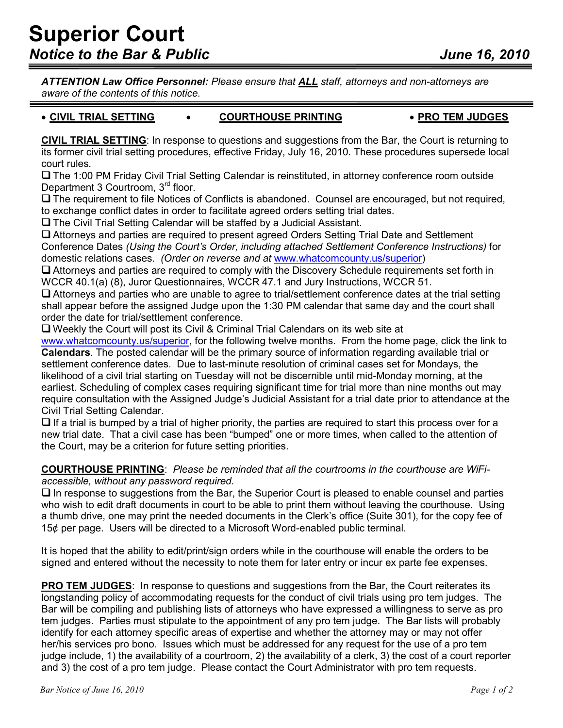# Superior Court

## *Notice to the Bar & Public* *June 16, 2010*

***ATTENTION Law Office Personnel:*** *Please ensure that* ***ALL*** *staff, attorneys and non-attorneys are aware of the contents of this notice.*

- **CIVIL TRIAL SETTING**
- **COURTHOUSE PRINTING**
- **PRO TEM JUDGES**

**CIVIL TRIAL SETTING**: In response to questions and suggestions from the Bar, the Court is returning to its former civil trial setting procedures, effective Friday, July 16, 2010. These procedures supersede local court rules.

- ❑ The 1:00 PM Friday Civil Trial Setting Calendar is reinstituted, in attorney conference room outside Department 3 Courtroom, 3rd floor.
- ❑ The requirement to file Notices of Conflicts is abandoned. Counsel are encouraged, but not required, to exchange conflict dates in order to facilitate agreed orders setting trial dates.
- ❑ The Civil Trial Setting Calendar will be staffed by a Judicial Assistant.
- ❑ Attorneys and parties are required to present agreed Orders Setting Trial Date and Settlement Conference Dates *(Using the Court's Order, including attached Settlement Conference Instructions)* for domestic relations cases. *(Order on reverse and at* www.whatcomcounty.us/superior*)*
- ❑ Attorneys and parties are required to comply with the Discovery Schedule requirements set forth in WCCR 40.1(a) (8), Juror Questionnaires, WCCR 47.1 and Jury Instructions, WCCR 51.
- ❑ Attorneys and parties who are unable to agree to trial/settlement conference dates at the trial setting shall appear before the assigned Judge upon the 1:30 PM calendar that same day and the court shall order the date for trial/settlement conference.
- ❑ Weekly the Court will post its Civil & Criminal Trial Calendars on its web site at www.whatcomcounty.us/superior, for the following twelve months. From the home page, click the link to **Calendars**. The posted calendar will be the primary source of information regarding available trial or settlement conference dates. Due to last-minute resolution of criminal cases set for Mondays, the likelihood of a civil trial starting on Tuesday will not be discernible until mid-Monday morning, at the earliest. Scheduling of complex cases requiring significant time for trial more than nine months out may require consultation with the Assigned Judge's Judicial Assistant for a trial date prior to attendance at the Civil Trial Setting Calendar.
- ❑ If a trial is bumped by a trial of higher priority, the parties are required to start this process over for a new trial date. That a civil case has been "bumped" one or more times, when called to the attention of the Court, may be a criterion for future setting priorities.

**COURTHOUSE PRINTING**: *Please be reminded that all the courtrooms in the courthouse are WiFi-accessible, without any password required.*

- ❑ In response to suggestions from the Bar, the Superior Court is pleased to enable counsel and parties who wish to edit draft documents in court to be able to print them without leaving the courthouse. Using a thumb drive, one may print the needed documents in the Clerk's office (Suite 301), for the copy fee of 15¢ per page. Users will be directed to a Microsoft Word-enabled public terminal.

It is hoped that the ability to edit/print/sign orders while in the courthouse will enable the orders to be signed and entered without the necessity to note them for later entry or incur ex parte fee expenses.

**PRO TEM JUDGES**: In response to questions and suggestions from the Bar, the Court reiterates its longstanding policy of accommodating requests for the conduct of civil trials using pro tem judges. The Bar will be compiling and publishing lists of attorneys who have expressed a willingness to serve as pro tem judges. Parties must stipulate to the appointment of any pro tem judge. The Bar lists will probably identify for each attorney specific areas of expertise and whether the attorney may or may not offer her/his services pro bono. Issues which must be addressed for any request for the use of a pro tem judge include, 1) the availability of a courtroom, 2) the availability of a clerk, 3) the cost of a court reporter and 3) the cost of a pro tem judge. Please contact the Court Administrator with pro tem requests.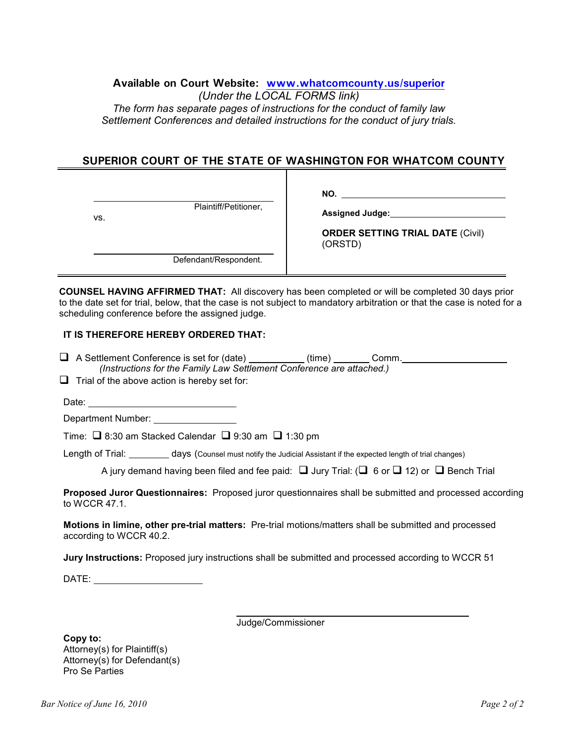**Available on Court Website: www.whatcomcounty.us/superior**
*(Under the LOCAL FORMS link)*
*The form has separate pages of instructions for the conduct of family law Settlement Conferences and detailed instructions for the conduct of jury trials.*

## SUPERIOR COURT OF THE STATE OF WASHINGTON FOR WHATCOM COUNTY

| | |
|---|---|
| ______________________ Plaintiff/Petitioner, | NO. ______________________ |
| vs. | Assigned Judge: ______________________ |
| ______________________ Defendant/Respondent. | **ORDER SETTING TRIAL DATE** (Civil) (ORSTD) |

**COUNSEL HAVING AFFIRMED THAT:** All discovery has been completed or will be completed 30 days prior to the date set for trial, below, that the case is not subject to mandatory arbitration or that the case is noted for a scheduling conference before the assigned judge.

**IT IS THEREFORE HEREBY ORDERED THAT:**

- ☐ A Settlement Conference is set for (date) __________ (time) _______ Comm.__________________
  *(Instructions for the Family Law Settlement Conference are attached.)*
- ☐ Trial of the above action is hereby set for:

Date: ______________________

Department Number: ______________

Time: ☐ 8:30 am Stacked Calendar ☐ 9:30 am ☐ 1:30 pm

Length of Trial: ________ days (Counsel must notify the Judicial Assistant if the expected length of trial changes)

A jury demand having been filed and fee paid: ☐ Jury Trial: (☐ 6 or ☐ 12) or ☐ Bench Trial

**Proposed Juror Questionnaires:** Proposed juror questionnaires shall be submitted and processed according to WCCR 47.1.

**Motions in limine, other pre-trial matters:** Pre-trial motions/matters shall be submitted and processed according to WCCR 40.2.

**Jury Instructions:** Proposed jury instructions shall be submitted and processed according to WCCR 51

DATE: ______________________

______________________________
Judge/Commissioner

**Copy to:**
Attorney(s) for Plaintiff(s)
Attorney(s) for Defendant(s)
Pro Se Parties

*Bar Notice of June 16, 2010*